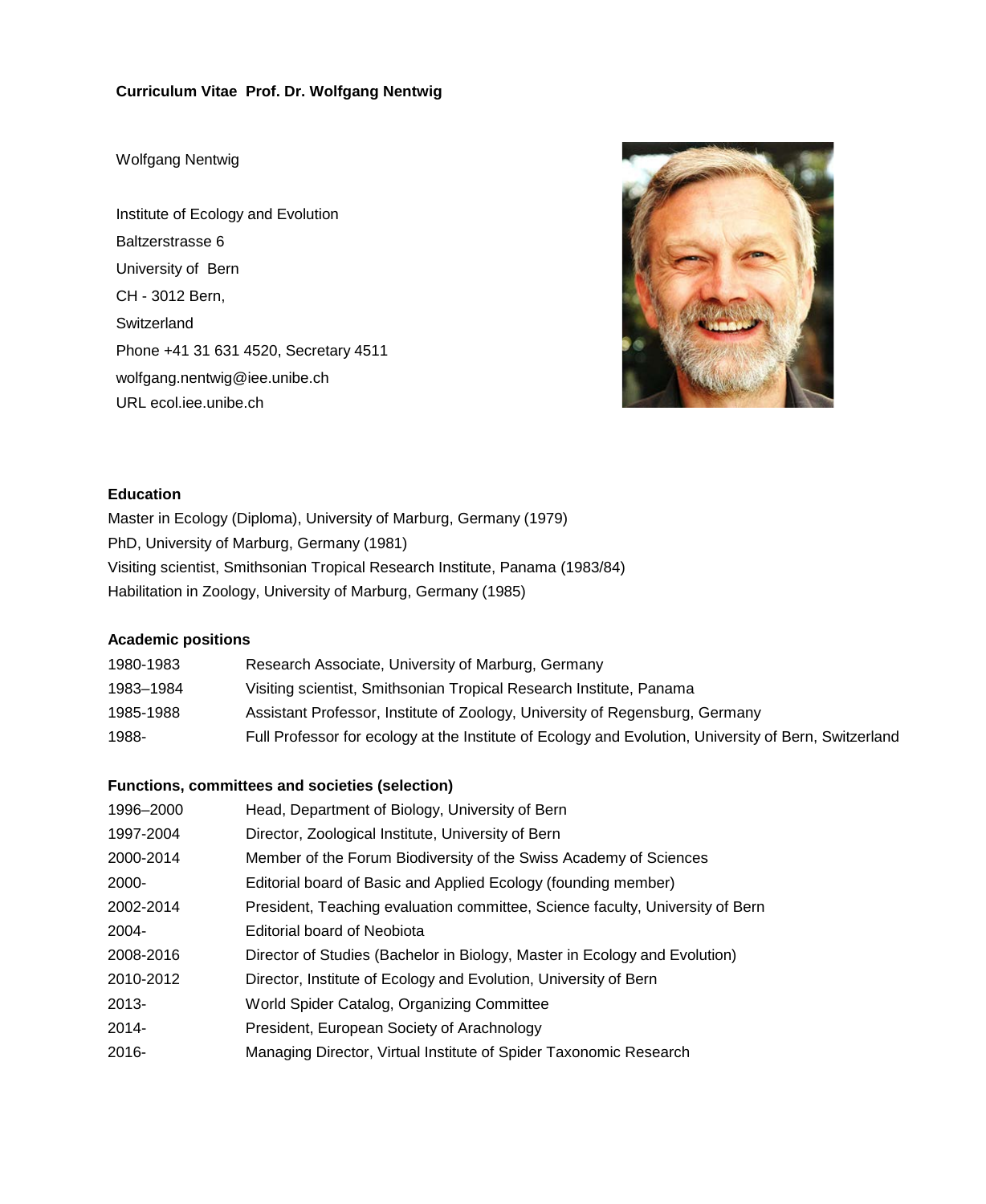**Curriculum Vitae Prof. Dr. Wolfgang Nentwig**

Wolfgang Nentwig

Institute of Ecology and Evolution
Baltzerstrasse 6
University of Bern
CH - 3012 Bern,
Switzerland
Phone +41 31 631 4520, Secretary 4511
wolfgang.nentwig@iee.unibe.ch
URL ecol.iee.unibe.ch

**Education**

Master in Ecology (Diploma), University of Marburg, Germany (1979)
PhD, University of Marburg, Germany (1981)
Visiting scientist, Smithsonian Tropical Research Institute, Panama (1983/84)
Habilitation in Zoology, University of Marburg, Germany (1985)

**Academic positions**

| | |
|---|---|
| 1980-1983 | Research Associate, University of Marburg, Germany |
| 1983–1984 | Visiting scientist, Smithsonian Tropical Research Institute, Panama |
| 1985-1988 | Assistant Professor, Institute of Zoology, University of Regensburg, Germany |
| 1988- | Full Professor for ecology at the Institute of Ecology and Evolution, University of Bern, Switzerland |

**Functions, committees and societies (selection)**

| | |
|---|---|
| 1996–2000 | Head, Department of Biology, University of Bern |
| 1997-2004 | Director, Zoological Institute, University of Bern |
| 2000-2014 | Member of the Forum Biodiversity of the Swiss Academy of Sciences |
| 2000- | Editorial board of Basic and Applied Ecology (founding member) |
| 2002-2014 | President, Teaching evaluation committee, Science faculty, University of Bern |
| 2004- | Editorial board of Neobiota |
| 2008-2016 | Director of Studies (Bachelor in Biology, Master in Ecology and Evolution) |
| 2010-2012 | Director, Institute of Ecology and Evolution, University of Bern |
| 2013- | World Spider Catalog, Organizing Committee |
| 2014- | President, European Society of Arachnology |
| 2016- | Managing Director, Virtual Institute of Spider Taxonomic Research |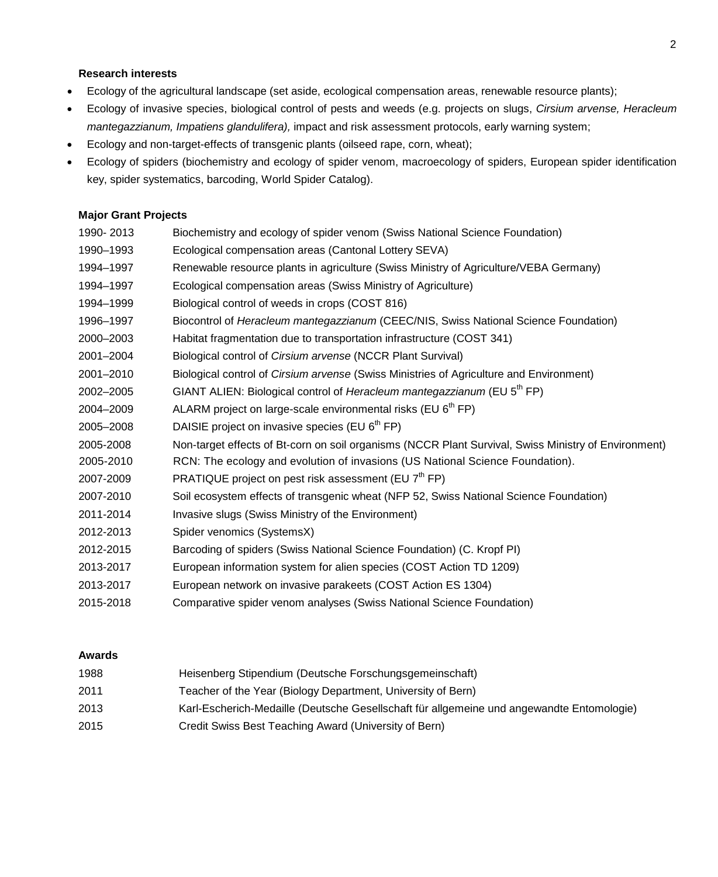**Research interests**

- Ecology of the agricultural landscape (set aside, ecological compensation areas, renewable resource plants);
- Ecology of invasive species, biological control of pests and weeds (e.g. projects on slugs, *Cirsium arvense, Heracleum mantegazzianum, Impatiens glandulifera),* impact and risk assessment protocols, early warning system;
- Ecology and non-target-effects of transgenic plants (oilseed rape, corn, wheat);
- Ecology of spiders (biochemistry and ecology of spider venom, macroecology of spiders, European spider identification key, spider systematics, barcoding, World Spider Catalog).

**Major Grant Projects**

| | |
|---|---|
| 1990- 2013 | Biochemistry and ecology of spider venom (Swiss National Science Foundation) |
| 1990–1993 | Ecological compensation areas (Cantonal Lottery SEVA) |
| 1994–1997 | Renewable resource plants in agriculture (Swiss Ministry of Agriculture/VEBA Germany) |
| 1994–1997 | Ecological compensation areas (Swiss Ministry of Agriculture) |
| 1994–1999 | Biological control of weeds in crops (COST 816) |
| 1996–1997 | Biocontrol of *Heracleum mantegazzianum* (CEEC/NIS, Swiss National Science Foundation) |
| 2000–2003 | Habitat fragmentation due to transportation infrastructure (COST 341) |
| 2001–2004 | Biological control of *Cirsium arvense* (NCCR Plant Survival) |
| 2001–2010 | Biological control of *Cirsium arvense* (Swiss Ministries of Agriculture and Environment) |
| 2002–2005 | GIANT ALIEN: Biological control of *Heracleum mantegazzianum* (EU 5th FP) |
| 2004–2009 | ALARM project on large-scale environmental risks (EU 6th FP) |
| 2005–2008 | DAISIE project on invasive species (EU 6th FP) |
| 2005-2008 | Non-target effects of Bt-corn on soil organisms (NCCR Plant Survival, Swiss Ministry of Environment) |
| 2005-2010 | RCN: The ecology and evolution of invasions (US National Science Foundation). |
| 2007-2009 | PRATIQUE project on pest risk assessment (EU 7th FP) |
| 2007-2010 | Soil ecosystem effects of transgenic wheat (NFP 52, Swiss National Science Foundation) |
| 2011-2014 | Invasive slugs (Swiss Ministry of the Environment) |
| 2012-2013 | Spider venomics (SystemsX) |
| 2012-2015 | Barcoding of spiders (Swiss National Science Foundation) (C. Kropf PI) |
| 2013-2017 | European information system for alien species (COST Action TD 1209) |
| 2013-2017 | European network on invasive parakeets (COST Action ES 1304) |
| 2015-2018 | Comparative spider venom analyses (Swiss National Science Foundation) |

**Awards**

| | |
|---|---|
| 1988 | Heisenberg Stipendium (Deutsche Forschungsgemeinschaft) |
| 2011 | Teacher of the Year (Biology Department, University of Bern) |
| 2013 | Karl-Escherich-Medaille (Deutsche Gesellschaft für allgemeine und angewandte Entomologie) |
| 2015 | Credit Swiss Best Teaching Award (University of Bern) |